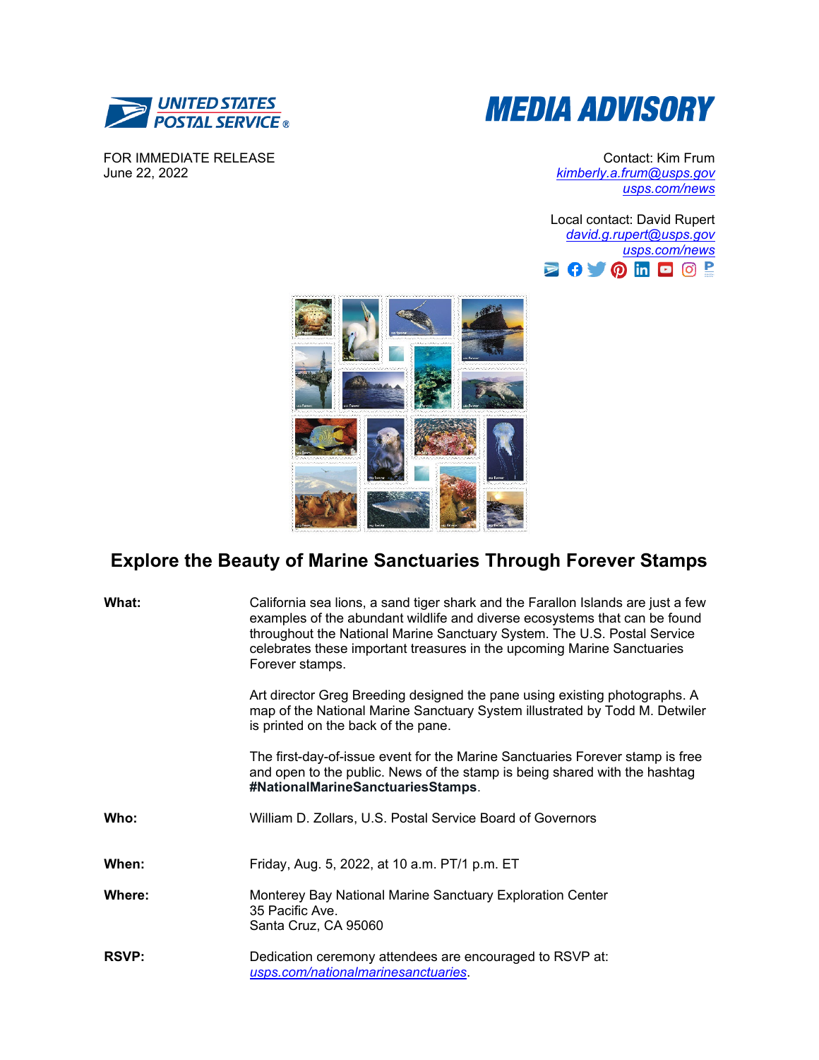UNITED STATES POSTAL SERVICE

# MEDIA ADVISORY

FOR IMMEDIATE RELEASE
June 22, 2022

Contact: Kim Frum
kimberly.a.frum@usps.gov
usps.com/news

Local contact: David Rupert
david.g.rupert@usps.gov
usps.com/news

## Explore the Beauty of Marine Sanctuaries Through Forever Stamps

**What:** California sea lions, a sand tiger shark and the Farallon Islands are just a few examples of the abundant wildlife and diverse ecosystems that can be found throughout the National Marine Sanctuary System. The U.S. Postal Service celebrates these important treasures in the upcoming Marine Sanctuaries Forever stamps.

Art director Greg Breeding designed the pane using existing photographs. A map of the National Marine Sanctuary System illustrated by Todd M. Detwiler is printed on the back of the pane.

The first-day-of-issue event for the Marine Sanctuaries Forever stamp is free and open to the public. News of the stamp is being shared with the hashtag **#NationalMarineSanctuariesStamps**.

**Who:** William D. Zollars, U.S. Postal Service Board of Governors

**When:** Friday, Aug. 5, 2022, at 10 a.m. PT/1 p.m. ET

**Where:** Monterey Bay National Marine Sanctuary Exploration Center
35 Pacific Ave.
Santa Cruz, CA 95060

**RSVP:** Dedication ceremony attendees are encouraged to RSVP at: usps.com/nationalmarinesanctuaries.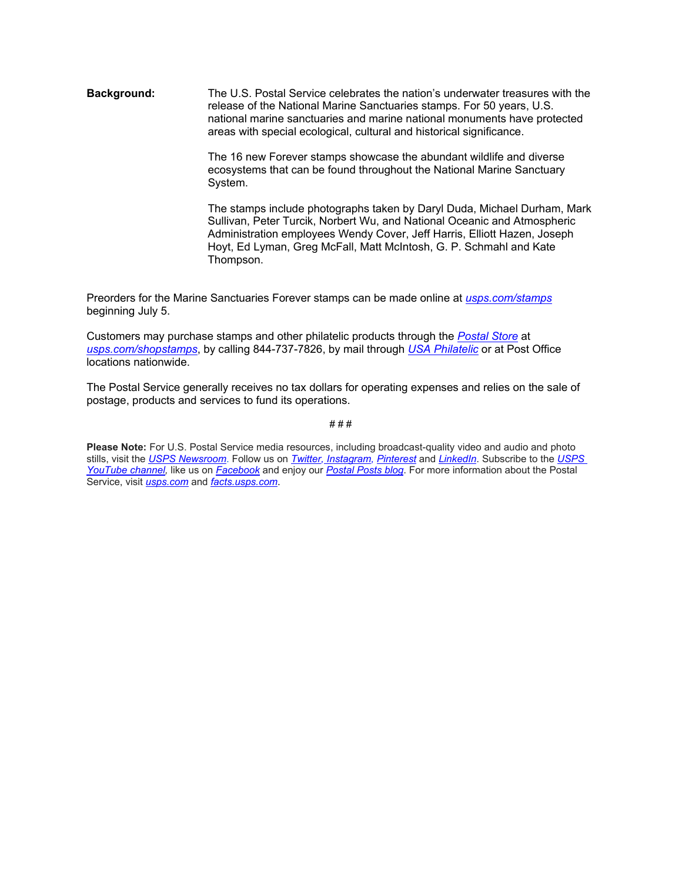**Background:** The U.S. Postal Service celebrates the nation's underwater treasures with the release of the National Marine Sanctuaries stamps. For 50 years, U.S. national marine sanctuaries and marine national monuments have protected areas with special ecological, cultural and historical significance.

The 16 new Forever stamps showcase the abundant wildlife and diverse ecosystems that can be found throughout the National Marine Sanctuary System.

The stamps include photographs taken by Daryl Duda, Michael Durham, Mark Sullivan, Peter Turcik, Norbert Wu, and National Oceanic and Atmospheric Administration employees Wendy Cover, Jeff Harris, Elliott Hazen, Joseph Hoyt, Ed Lyman, Greg McFall, Matt McIntosh, G. P. Schmahl and Kate Thompson.

Preorders for the Marine Sanctuaries Forever stamps can be made online at *usps.com/stamps* beginning July 5.

Customers may purchase stamps and other philatelic products through the *Postal Store* at *usps.com/shopstamps*, by calling 844-737-7826, by mail through *USA Philatelic* or at Post Office locations nationwide.

The Postal Service generally receives no tax dollars for operating expenses and relies on the sale of postage, products and services to fund its operations.

# # #

**Please Note:** For U.S. Postal Service media resources, including broadcast-quality video and audio and photo stills, visit the *USPS Newsroom*. Follow us on *Twitter*, *Instagram*, *Pinterest* and *LinkedIn*. Subscribe to the *USPS YouTube channel*, like us on *Facebook* and enjoy our *Postal Posts blog*. For more information about the Postal Service, visit *usps.com* and *facts.usps.com*.